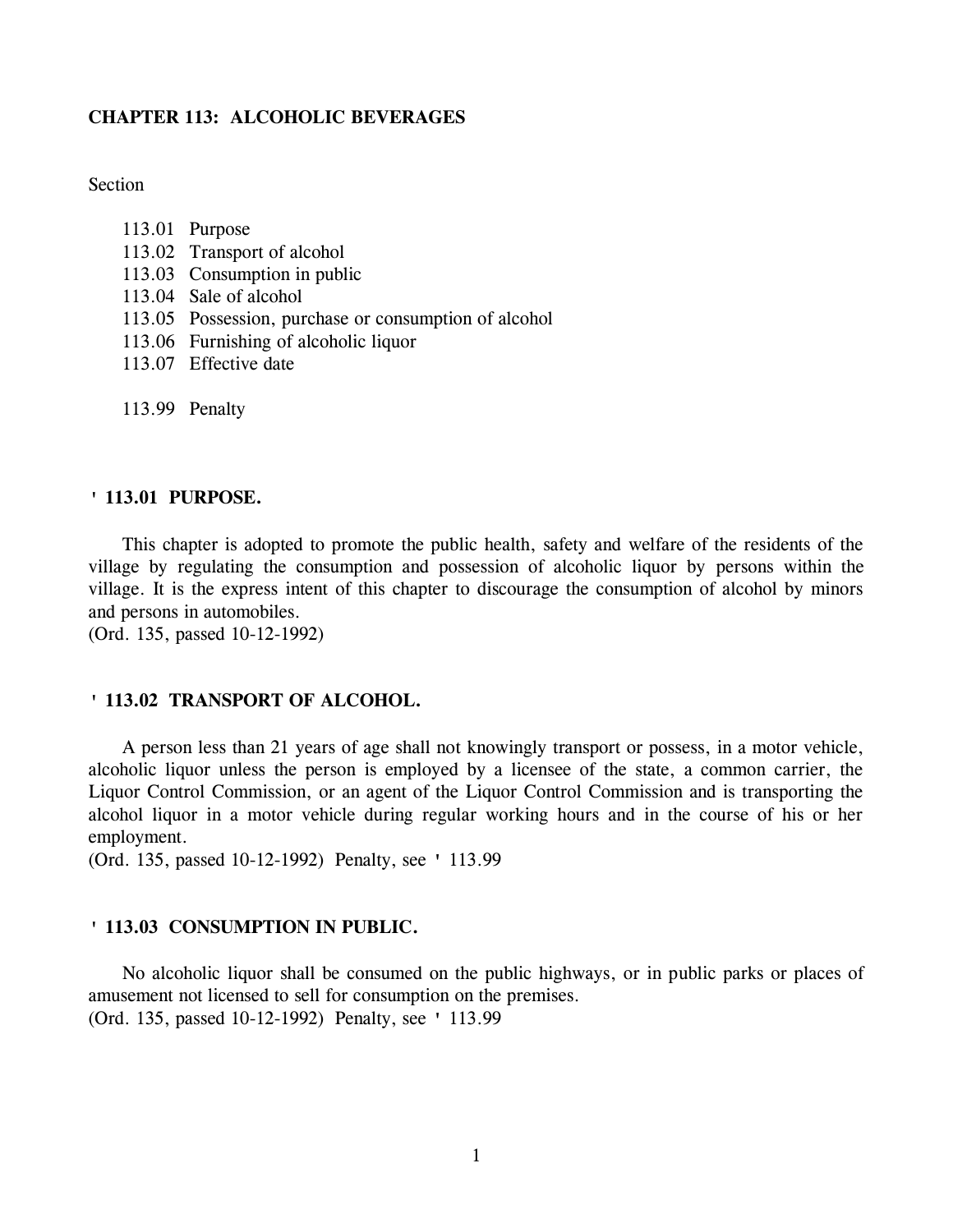# CHAPTER 113: ALCOHOLIC BEVERAGES

Section

- 113.01 Purpose
- 113.02 Transport of alcohol
- 113.03 Consumption in public
- 113.04 Sale of alcohol
- 113.05 Possession, purchase or consumption of alcohol
- 113.06 Furnishing of alcoholic liquor
- 113.07 Effective date

- 113.99 Penalty

## ' 113.01 PURPOSE.

This chapter is adopted to promote the public health, safety and welfare of the residents of the village by regulating the consumption and possession of alcoholic liquor by persons within the village. It is the express intent of this chapter to discourage the consumption of alcohol by minors and persons in automobiles.
(Ord. 135, passed 10-12-1992)

## ' 113.02 TRANSPORT OF ALCOHOL.

A person less than 21 years of age shall not knowingly transport or possess, in a motor vehicle, alcoholic liquor unless the person is employed by a licensee of the state, a common carrier, the Liquor Control Commission, or an agent of the Liquor Control Commission and is transporting the alcohol liquor in a motor vehicle during regular working hours and in the course of his or her employment.
(Ord. 135, passed 10-12-1992) Penalty, see ' 113.99

## ' 113.03 CONSUMPTION IN PUBLIC.

No alcoholic liquor shall be consumed on the public highways, or in public parks or places of amusement not licensed to sell for consumption on the premises.
(Ord. 135, passed 10-12-1992) Penalty, see ' 113.99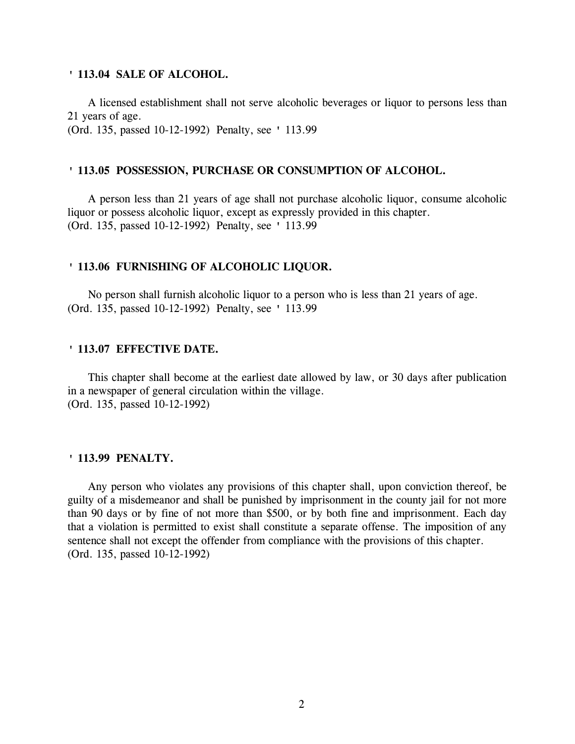### ' 113.04 SALE OF ALCOHOL.

A licensed establishment shall not serve alcoholic beverages or liquor to persons less than 21 years of age.
(Ord. 135, passed 10-12-1992) Penalty, see ' 113.99

### ' 113.05 POSSESSION, PURCHASE OR CONSUMPTION OF ALCOHOL.

A person less than 21 years of age shall not purchase alcoholic liquor, consume alcoholic liquor or possess alcoholic liquor, except as expressly provided in this chapter.
(Ord. 135, passed 10-12-1992) Penalty, see ' 113.99

### ' 113.06 FURNISHING OF ALCOHOLIC LIQUOR.

No person shall furnish alcoholic liquor to a person who is less than 21 years of age.
(Ord. 135, passed 10-12-1992) Penalty, see ' 113.99

### ' 113.07 EFFECTIVE DATE.

This chapter shall become at the earliest date allowed by law, or 30 days after publication in a newspaper of general circulation within the village.
(Ord. 135, passed 10-12-1992)

### ' 113.99 PENALTY.

Any person who violates any provisions of this chapter shall, upon conviction thereof, be guilty of a misdemeanor and shall be punished by imprisonment in the county jail for not more than 90 days or by fine of not more than $500, or by both fine and imprisonment. Each day that a violation is permitted to exist shall constitute a separate offense. The imposition of any sentence shall not except the offender from compliance with the provisions of this chapter.
(Ord. 135, passed 10-12-1992)